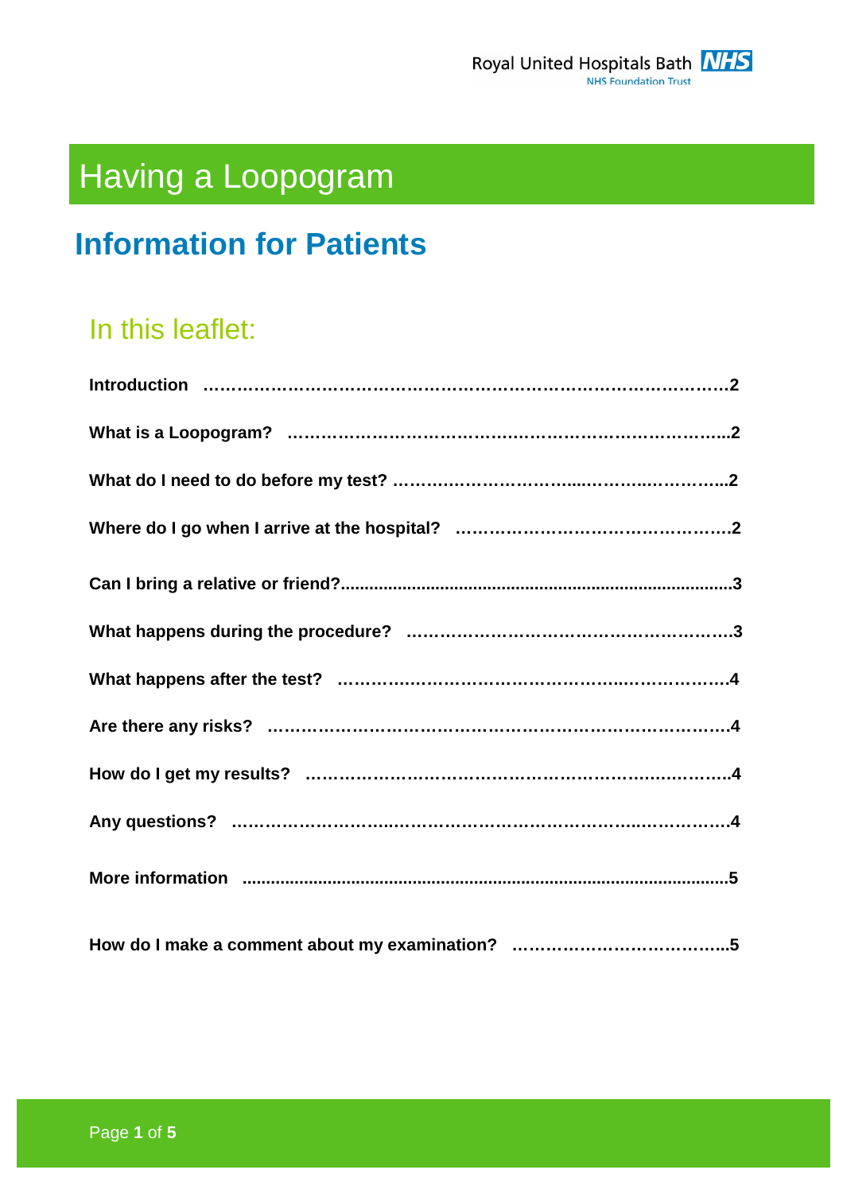Royal United Hospitals Bath NHS Foundation Trust

# Having a Loopogram

## Information for Patients

### In this leaflet:

**Introduction** ……………………………………………………………………………2

**What is a Loopogram?** …………………………………………………………………..2

**What do I need to do before my test?** ……………………………………………………..2

**Where do I go when I arrive at the hospital?** …………………………………………2

**Can I bring a relative or friend?**....................................................................................3

**What happens during the procedure?** ……………………………………………….3

**What happens after the test?** ……………………………………………………………4

**Are there any risks?** ………………………………………………………………………4

**How do I get my results?** …………………………………………………………………4

**Any questions?** ……………………………………………………………………………4

**More information** ...........................................................................................................5

**How do I make a comment about my examination?** ………………………………..5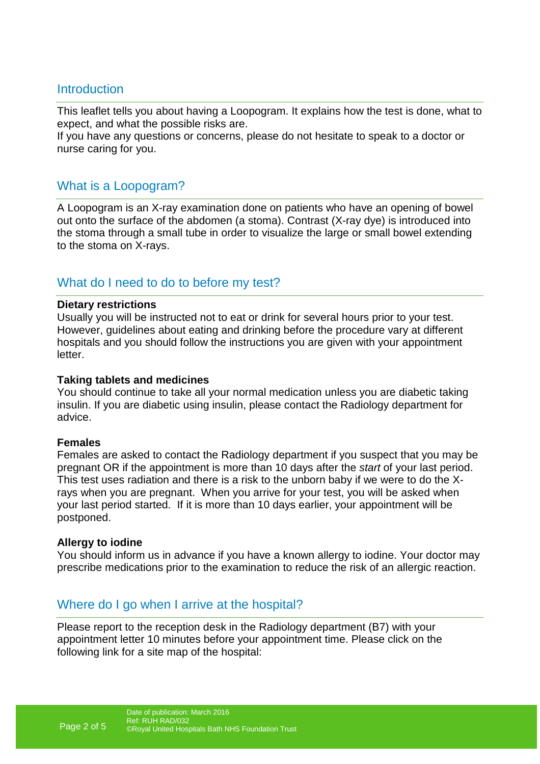## Introduction

This leaflet tells you about having a Loopogram. It explains how the test is done, what to expect, and what the possible risks are.
If you have any questions or concerns, please do not hesitate to speak to a doctor or nurse caring for you.

## What is a Loopogram?

A Loopogram is an X-ray examination done on patients who have an opening of bowel out onto the surface of the abdomen (a stoma). Contrast (X-ray dye) is introduced into the stoma through a small tube in order to visualize the large or small bowel extending to the stoma on X-rays.

## What do I need to do to before my test?

**Dietary restrictions**
Usually you will be instructed not to eat or drink for several hours prior to your test. However, guidelines about eating and drinking before the procedure vary at different hospitals and you should follow the instructions you are given with your appointment letter.

**Taking tablets and medicines**
You should continue to take all your normal medication unless you are diabetic taking insulin. If you are diabetic using insulin, please contact the Radiology department for advice.

**Females**
Females are asked to contact the Radiology department if you suspect that you may be pregnant OR if the appointment is more than 10 days after the *start* of your last period. This test uses radiation and there is a risk to the unborn baby if we were to do the X-rays when you are pregnant. When you arrive for your test, you will be asked when your last period started. If it is more than 10 days earlier, your appointment will be postponed.

**Allergy to iodine**
You should inform us in advance if you have a known allergy to iodine. Your doctor may prescribe medications prior to the examination to reduce the risk of an allergic reaction.

## Where do I go when I arrive at the hospital?

Please report to the reception desk in the Radiology department (B7) with your appointment letter 10 minutes before your appointment time. Please click on the following link for a site map of the hospital: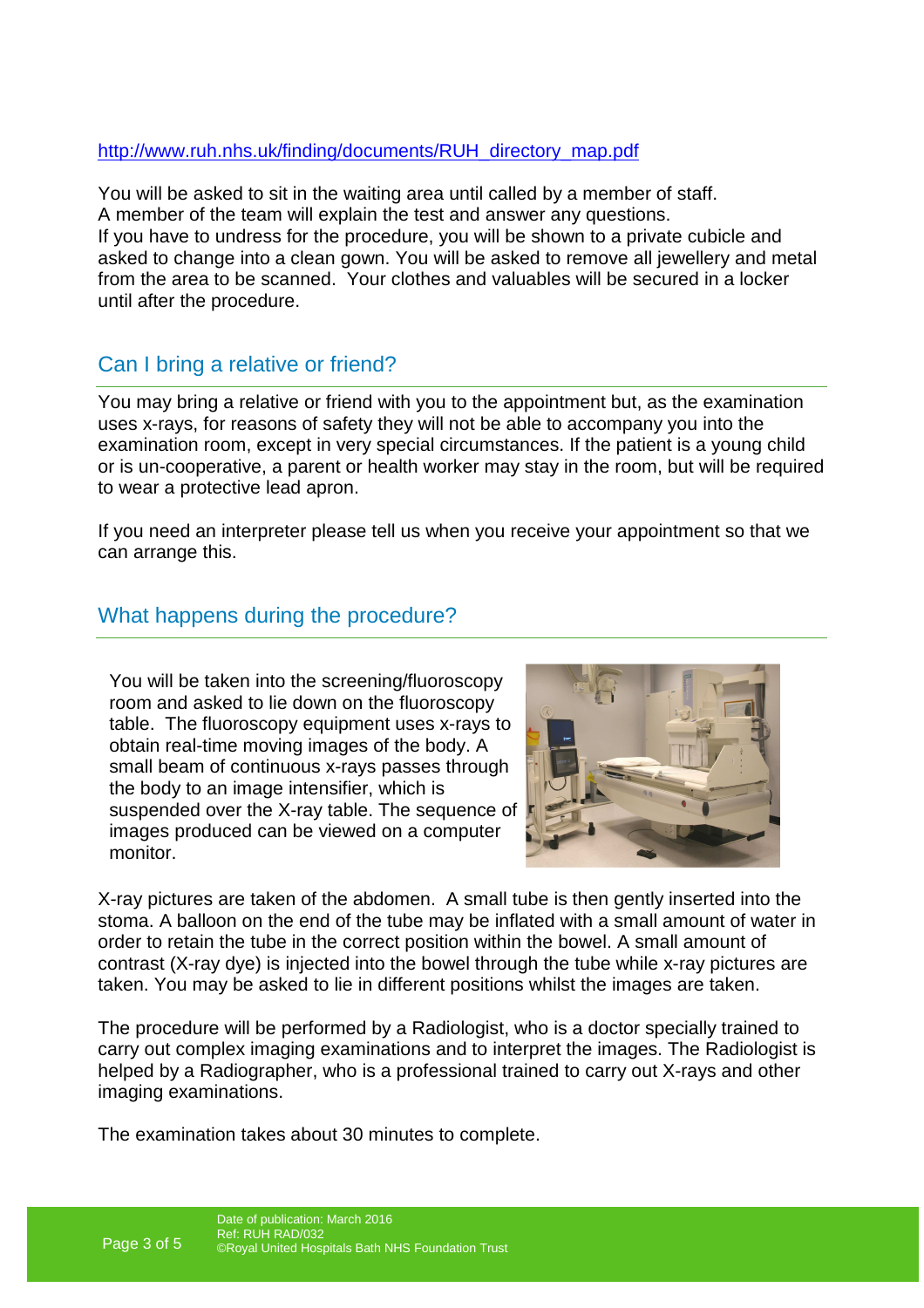http://www.ruh.nhs.uk/finding/documents/RUH_directory_map.pdf

You will be asked to sit in the waiting area until called by a member of staff. A member of the team will explain the test and answer any questions. If you have to undress for the procedure, you will be shown to a private cubicle and asked to change into a clean gown. You will be asked to remove all jewellery and metal from the area to be scanned. Your clothes and valuables will be secured in a locker until after the procedure.

## Can I bring a relative or friend?

You may bring a relative or friend with you to the appointment but, as the examination uses x-rays, for reasons of safety they will not be able to accompany you into the examination room, except in very special circumstances. If the patient is a young child or is un-cooperative, a parent or health worker may stay in the room, but will be required to wear a protective lead apron.

If you need an interpreter please tell us when you receive your appointment so that we can arrange this.

## What happens during the procedure?

You will be taken into the screening/fluoroscopy room and asked to lie down on the fluoroscopy table. The fluoroscopy equipment uses x-rays to obtain real-time moving images of the body. A small beam of continuous x-rays passes through the body to an image intensifier, which is suspended over the X-ray table. The sequence of images produced can be viewed on a computer monitor.

X-ray pictures are taken of the abdomen. A small tube is then gently inserted into the stoma. A balloon on the end of the tube may be inflated with a small amount of water in order to retain the tube in the correct position within the bowel. A small amount of contrast (X-ray dye) is injected into the bowel through the tube while x-ray pictures are taken. You may be asked to lie in different positions whilst the images are taken.

The procedure will be performed by a Radiologist, who is a doctor specially trained to carry out complex imaging examinations and to interpret the images. The Radiologist is helped by a Radiographer, who is a professional trained to carry out X-rays and other imaging examinations.

The examination takes about 30 minutes to complete.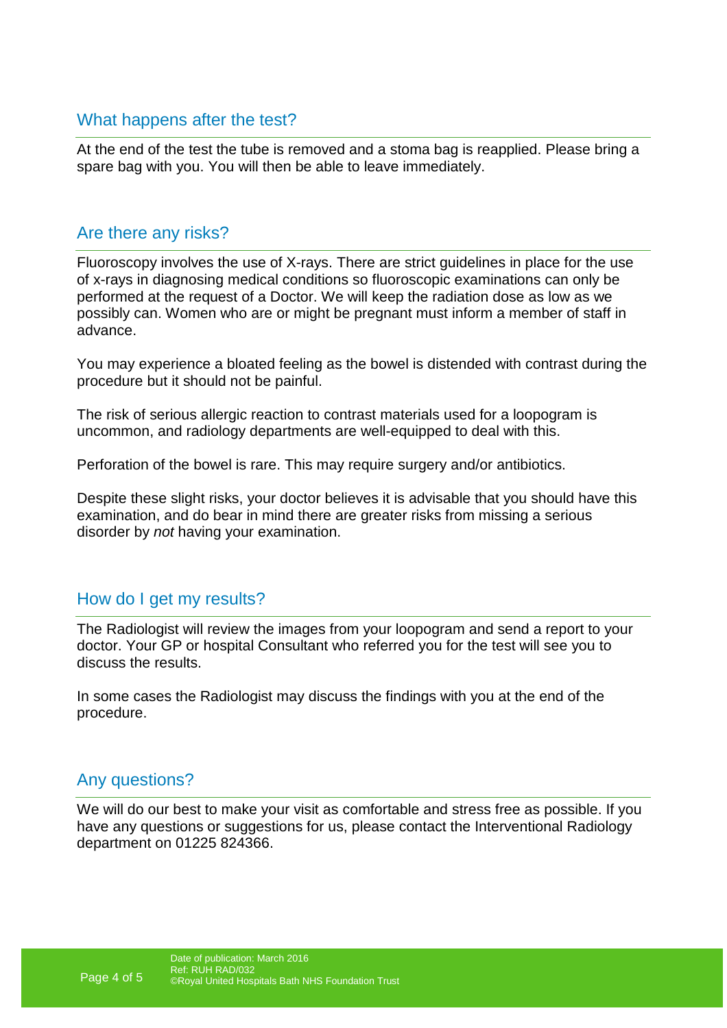## What happens after the test?

At the end of the test the tube is removed and a stoma bag is reapplied. Please bring a spare bag with you. You will then be able to leave immediately.

## Are there any risks?

Fluoroscopy involves the use of X-rays. There are strict guidelines in place for the use of x-rays in diagnosing medical conditions so fluoroscopic examinations can only be performed at the request of a Doctor. We will keep the radiation dose as low as we possibly can. Women who are or might be pregnant must inform a member of staff in advance.

You may experience a bloated feeling as the bowel is distended with contrast during the procedure but it should not be painful.

The risk of serious allergic reaction to contrast materials used for a loopogram is uncommon, and radiology departments are well-equipped to deal with this.

Perforation of the bowel is rare. This may require surgery and/or antibiotics.

Despite these slight risks, your doctor believes it is advisable that you should have this examination, and do bear in mind there are greater risks from missing a serious disorder by *not* having your examination.

## How do I get my results?

The Radiologist will review the images from your loopogram and send a report to your doctor. Your GP or hospital Consultant who referred you for the test will see you to discuss the results.

In some cases the Radiologist may discuss the findings with you at the end of the procedure.

## Any questions?

We will do our best to make your visit as comfortable and stress free as possible. If you have any questions or suggestions for us, please contact the Interventional Radiology department on 01225 824366.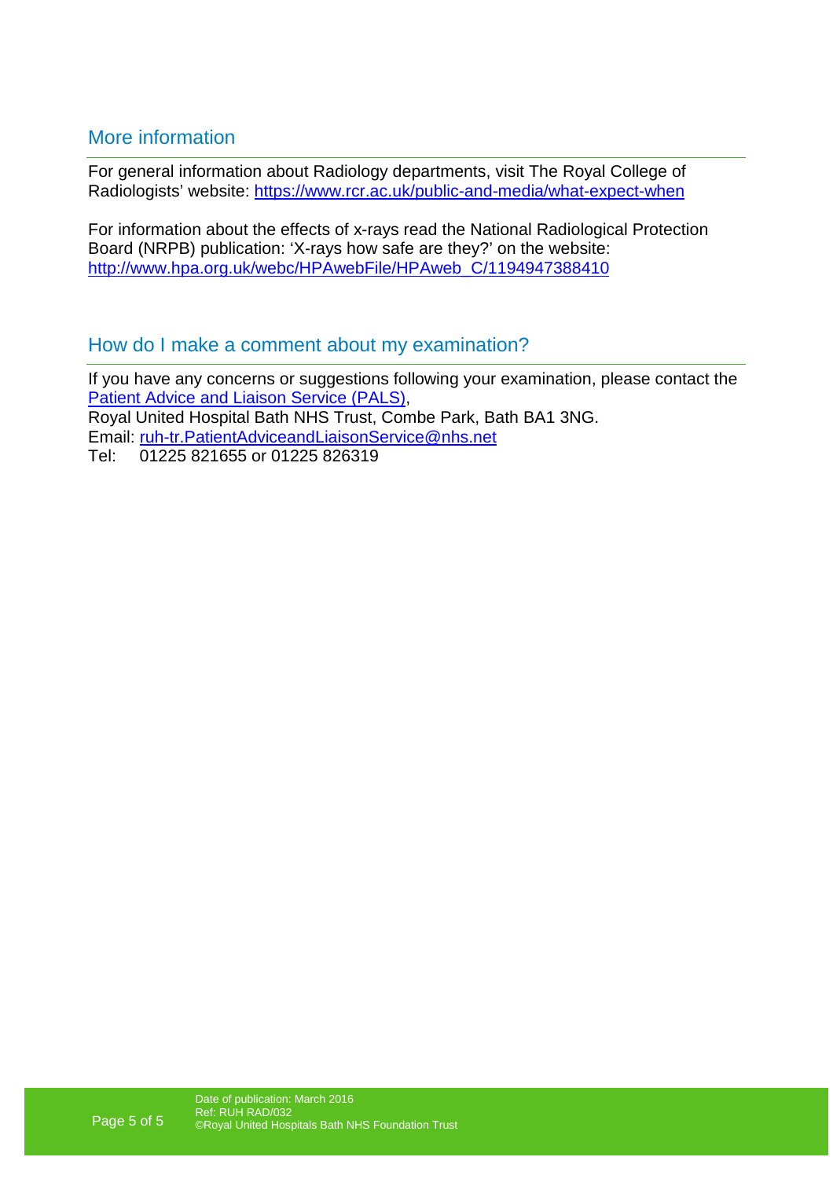## More information

For general information about Radiology departments, visit The Royal College of Radiologists' website: https://www.rcr.ac.uk/public-and-media/what-expect-when

For information about the effects of x-rays read the National Radiological Protection Board (NRPB) publication: 'X-rays how safe are they?' on the website: http://www.hpa.org.uk/webc/HPAwebFile/HPAweb_C/1194947388410

## How do I make a comment about my examination?

If you have any concerns or suggestions following your examination, please contact the Patient Advice and Liaison Service (PALS),
Royal United Hospital Bath NHS Trust, Combe Park, Bath BA1 3NG.
Email: ruh-tr.PatientAdviceandLiaisonService@nhs.net
Tel: 01225 821655 or 01225 826319

Date of publication: March 2016
Ref: RUH RAD/032
©Royal United Hospitals Bath NHS Foundation Trust